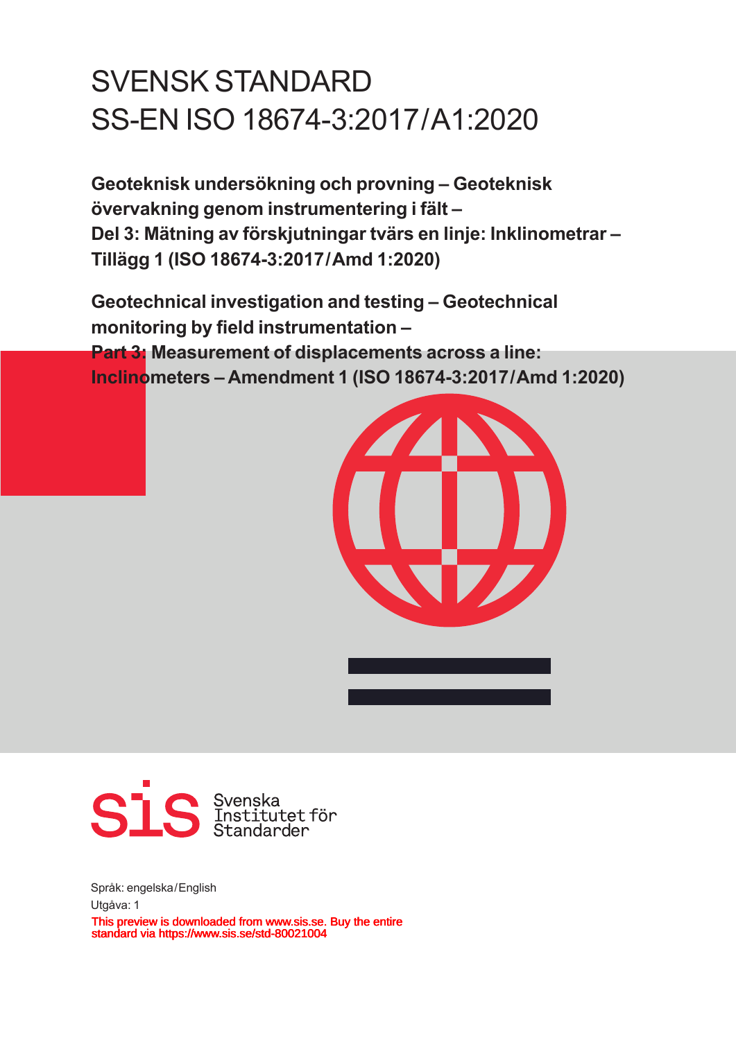# SVENSK STANDARD
# SS-EN ISO 18674-3:2017/A1:2020

**Geoteknisk undersökning och provning – Geoteknisk övervakning genom instrumentering i fält – Del 3: Mätning av förskjutningar tvärs en linje: Inklinometrar – Tillägg 1 (ISO 18674-3:2017/Amd 1:2020)**

**Geotechnical investigation and testing – Geotechnical monitoring by field instrumentation – Part 3: Measurement of displacements across a line: Inclinometers – Amendment 1 (ISO 18674-3:2017/Amd 1:2020)**

Svenska Institutet för Standarder

Språk: engelska/English

Utgåva: 1

This preview is downloaded from www.sis.se. Buy the entire standard via https://www.sis.se/std-80021004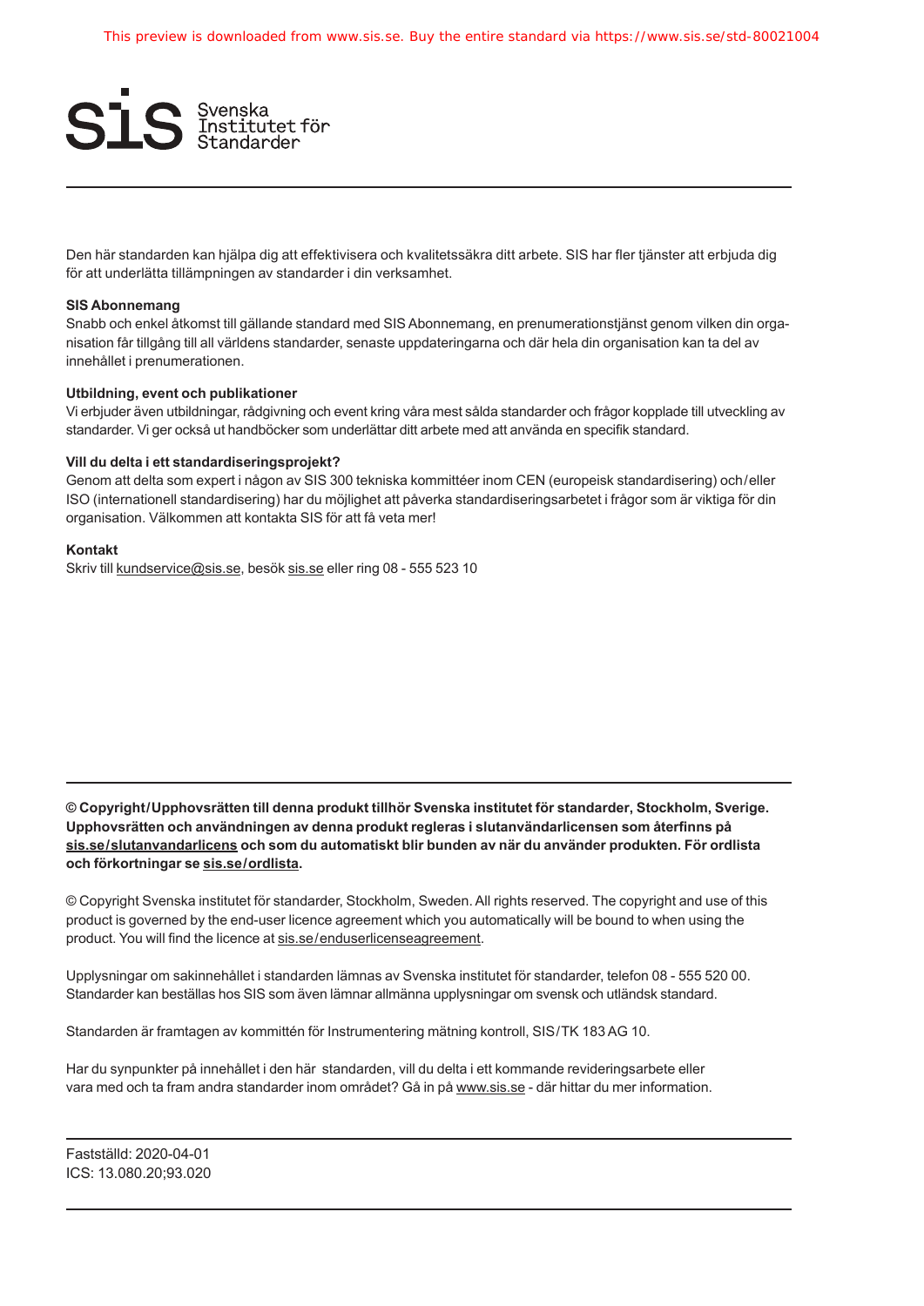Den här standarden kan hjälpa dig att effektivisera och kvalitetssäkra ditt arbete. SIS har fler tjänster att erbjuda dig för att underlätta tillämpningen av standarder i din verksamhet.

**SIS Abonnemang**
Snabb och enkel åtkomst till gällande standard med SIS Abonnemang, en prenumerationstjänst genom vilken din organisation får tillgång till all världens standarder, senaste uppdateringarna och där hela din organisation kan ta del av innehållet i prenumerationen.

**Utbildning, event och publikationer**
Vi erbjuder även utbildningar, rådgivning och event kring våra mest sålda standarder och frågor kopplade till utveckling av standarder. Vi ger också ut handböcker som underlättar ditt arbete med att använda en specifik standard.

**Vill du delta i ett standardiseringsprojekt?**
Genom att delta som expert i någon av SIS 300 tekniska kommittéer inom CEN (europeisk standardisering) och/eller ISO (internationell standardisering) har du möjlighet att påverka standardiseringsarbetet i frågor som är viktiga för din organisation. Välkommen att kontakta SIS för att få veta mer!

**Kontakt**
Skriv till kundservice@sis.se, besök sis.se eller ring 08 - 555 523 10

**© Copyright/Upphovsrätten till denna produkt tillhör Svenska institutet för standarder, Stockholm, Sverige. Upphovsrätten och användningen av denna produkt regleras i slutanvändarlicensen som återfinns på sis.se/slutanvandarlicens och som du automatiskt blir bunden av när du använder produkten. För ordlista och förkortningar se sis.se/ordlista.**

© Copyright Svenska institutet för standarder, Stockholm, Sweden. All rights reserved. The copyright and use of this product is governed by the end-user licence agreement which you automatically will be bound to when using the product. You will find the licence at sis.se/enduserlicenseagreement.

Upplysningar om sakinnehållet i standarden lämnas av Svenska institutet för standarder, telefon 08 - 555 520 00. Standarder kan beställas hos SIS som även lämnar allmänna upplysningar om svensk och utländsk standard.

Standarden är framtagen av kommittén för Instrumentering mätning kontroll, SIS/TK 183 AG 10.

Har du synpunkter på innehållet i den här standarden, vill du delta i ett kommande revideringsarbete eller vara med och ta fram andra standarder inom området? Gå in på www.sis.se - där hittar du mer information.

Fastställd: 2020-04-01
ICS: 13.080.20;93.020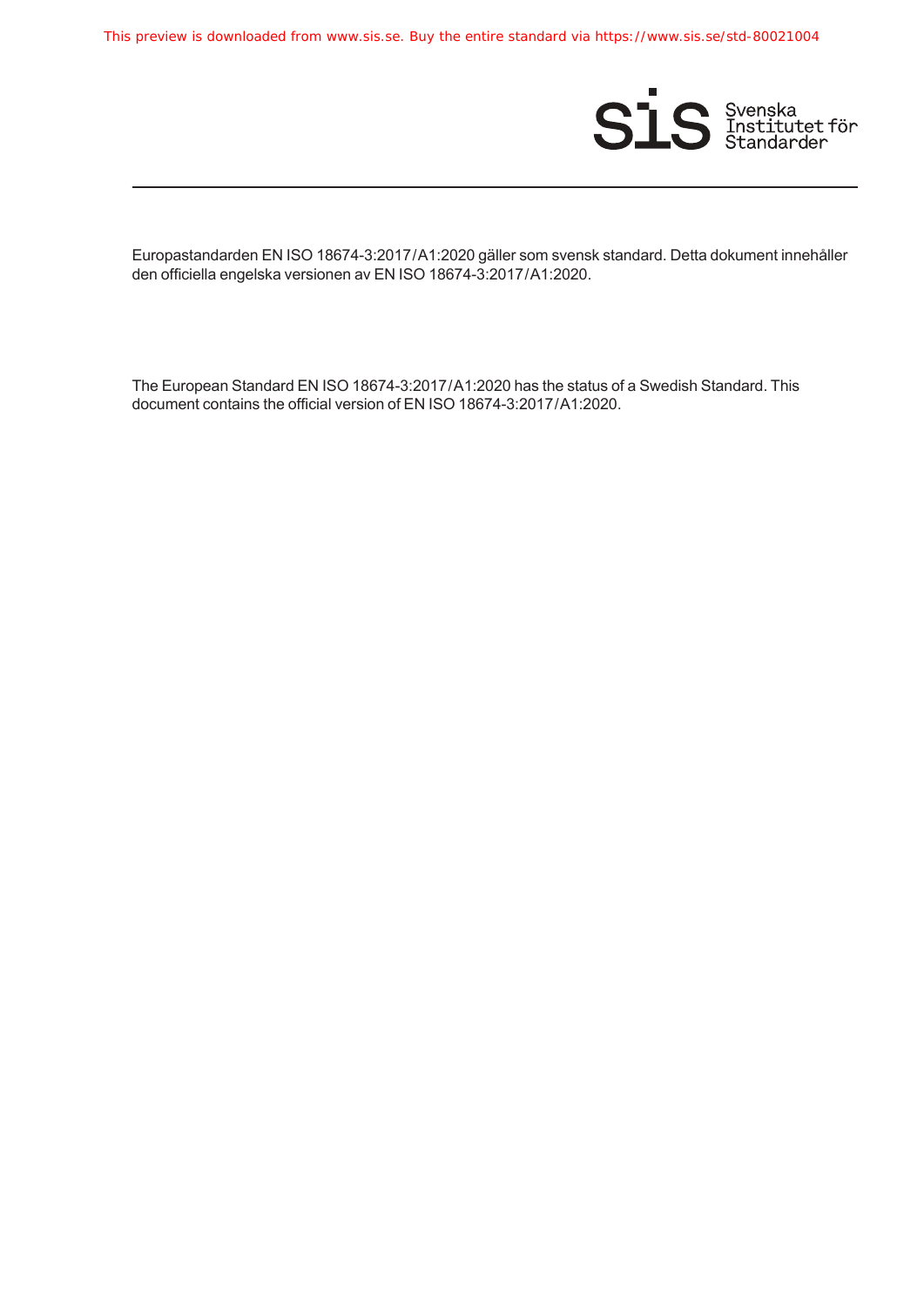Europastandarden EN ISO 18674-3:2017/A1:2020 gäller som svensk standard. Detta dokument innehåller den officiella engelska versionen av EN ISO 18674-3:2017/A1:2020.

The European Standard EN ISO 18674-3:2017/A1:2020 has the status of a Swedish Standard. This document contains the official version of EN ISO 18674-3:2017/A1:2020.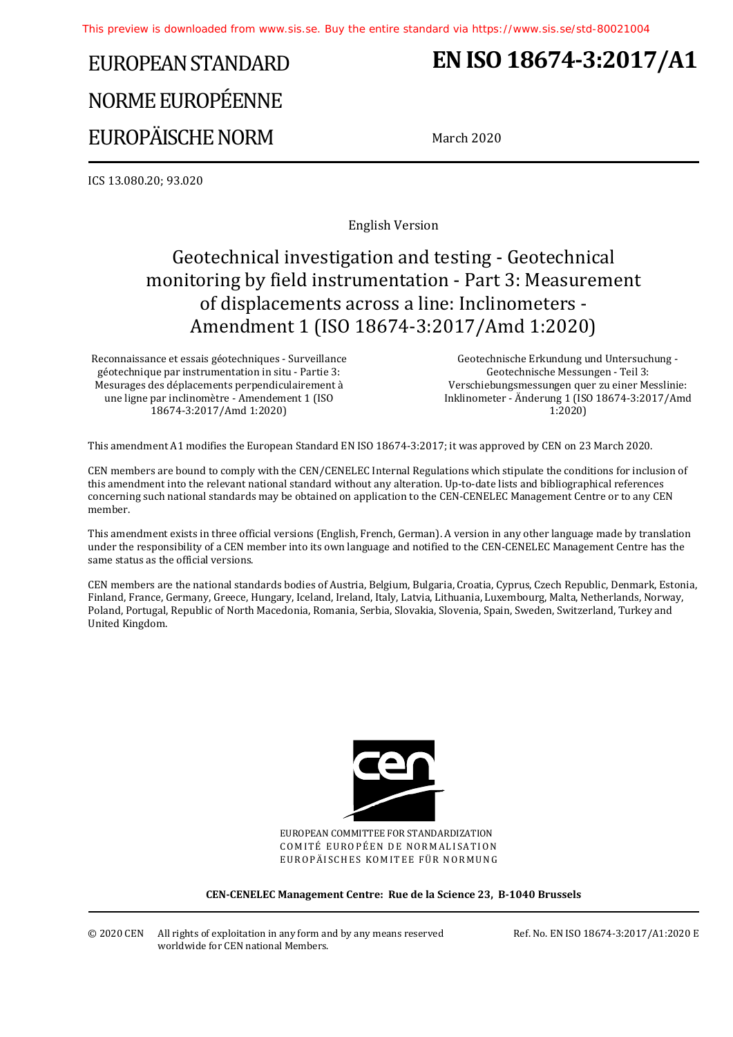# EUROPEAN STANDARD

# NORME EUROPÉENNE

# EUROPÄISCHE NORM

# EN ISO 18674-3:2017/A1

March 2020

ICS 13.080.20; 93.020

English Version

## Geotechnical investigation and testing - Geotechnical monitoring by field instrumentation - Part 3: Measurement of displacements across a line: Inclinometers - Amendment 1 (ISO 18674-3:2017/Amd 1:2020)

Reconnaissance et essais géotechniques - Surveillance géotechnique par instrumentation in situ - Partie 3: Mesurages des déplacements perpendiculairement à une ligne par inclinomètre - Amendement 1 (ISO 18674-3:2017/Amd 1:2020)

Geotechnische Erkundung und Untersuchung - Geotechnische Messungen - Teil 3: Verschiebungsmessungen quer zu einer Messlinie: Inklinometer - Änderung 1 (ISO 18674-3:2017/Amd 1:2020)

This amendment A1 modifies the European Standard EN ISO 18674-3:2017; it was approved by CEN on 23 March 2020.

CEN members are bound to comply with the CEN/CENELEC Internal Regulations which stipulate the conditions for inclusion of this amendment into the relevant national standard without any alteration. Up-to-date lists and bibliographical references concerning such national standards may be obtained on application to the CEN-CENELEC Management Centre or to any CEN member.

This amendment exists in three official versions (English, French, German). A version in any other language made by translation under the responsibility of a CEN member into its own language and notified to the CEN-CENELEC Management Centre has the same status as the official versions.

CEN members are the national standards bodies of Austria, Belgium, Bulgaria, Croatia, Cyprus, Czech Republic, Denmark, Estonia, Finland, France, Germany, Greece, Hungary, Iceland, Ireland, Italy, Latvia, Lithuania, Luxembourg, Malta, Netherlands, Norway, Poland, Portugal, Republic of North Macedonia, Romania, Serbia, Slovakia, Slovenia, Spain, Sweden, Switzerland, Turkey and United Kingdom.

EUROPEAN COMMITTEE FOR STANDARDIZATION
COMITÉ EUROPÉEN DE NORMALISATION
EUROPÄISCHES KOMITEE FÜR NORMUNG

**CEN-CENELEC Management Centre: Rue de la Science 23, B-1040 Brussels**

© 2020 CEN All rights of exploitation in any form and by any means reserved worldwide for CEN national Members.

Ref. No. EN ISO 18674-3:2017/A1:2020 E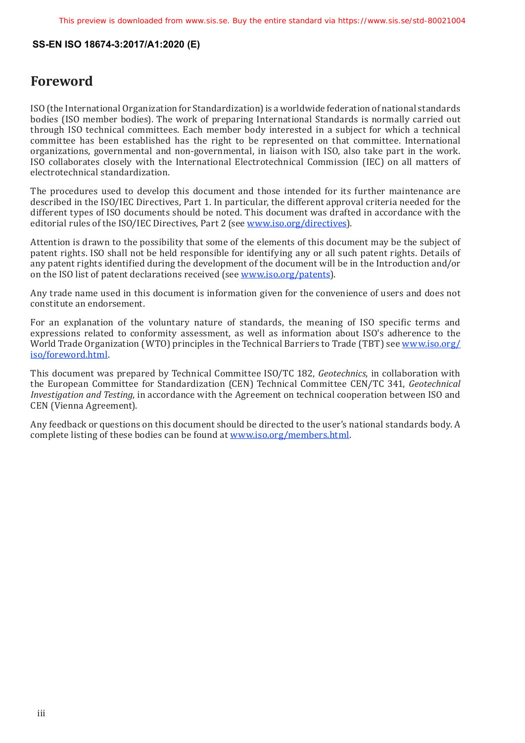# Foreword

ISO (the International Organization for Standardization) is a worldwide federation of national standards bodies (ISO member bodies). The work of preparing International Standards is normally carried out through ISO technical committees. Each member body interested in a subject for which a technical committee has been established has the right to be represented on that committee. International organizations, governmental and non-governmental, in liaison with ISO, also take part in the work. ISO collaborates closely with the International Electrotechnical Commission (IEC) on all matters of electrotechnical standardization.

The procedures used to develop this document and those intended for its further maintenance are described in the ISO/IEC Directives, Part 1. In particular, the different approval criteria needed for the different types of ISO documents should be noted. This document was drafted in accordance with the editorial rules of the ISO/IEC Directives, Part 2 (see www.iso.org/directives).

Attention is drawn to the possibility that some of the elements of this document may be the subject of patent rights. ISO shall not be held responsible for identifying any or all such patent rights. Details of any patent rights identified during the development of the document will be in the Introduction and/or on the ISO list of patent declarations received (see www.iso.org/patents).

Any trade name used in this document is information given for the convenience of users and does not constitute an endorsement.

For an explanation of the voluntary nature of standards, the meaning of ISO specific terms and expressions related to conformity assessment, as well as information about ISO's adherence to the World Trade Organization (WTO) principles in the Technical Barriers to Trade (TBT) see www.iso.org/iso/foreword.html.

This document was prepared by Technical Committee ISO/TC 182, *Geotechnics*, in collaboration with the European Committee for Standardization (CEN) Technical Committee CEN/TC 341, *Geotechnical Investigation and Testing*, in accordance with the Agreement on technical cooperation between ISO and CEN (Vienna Agreement).

Any feedback or questions on this document should be directed to the user's national standards body. A complete listing of these bodies can be found at www.iso.org/members.html.